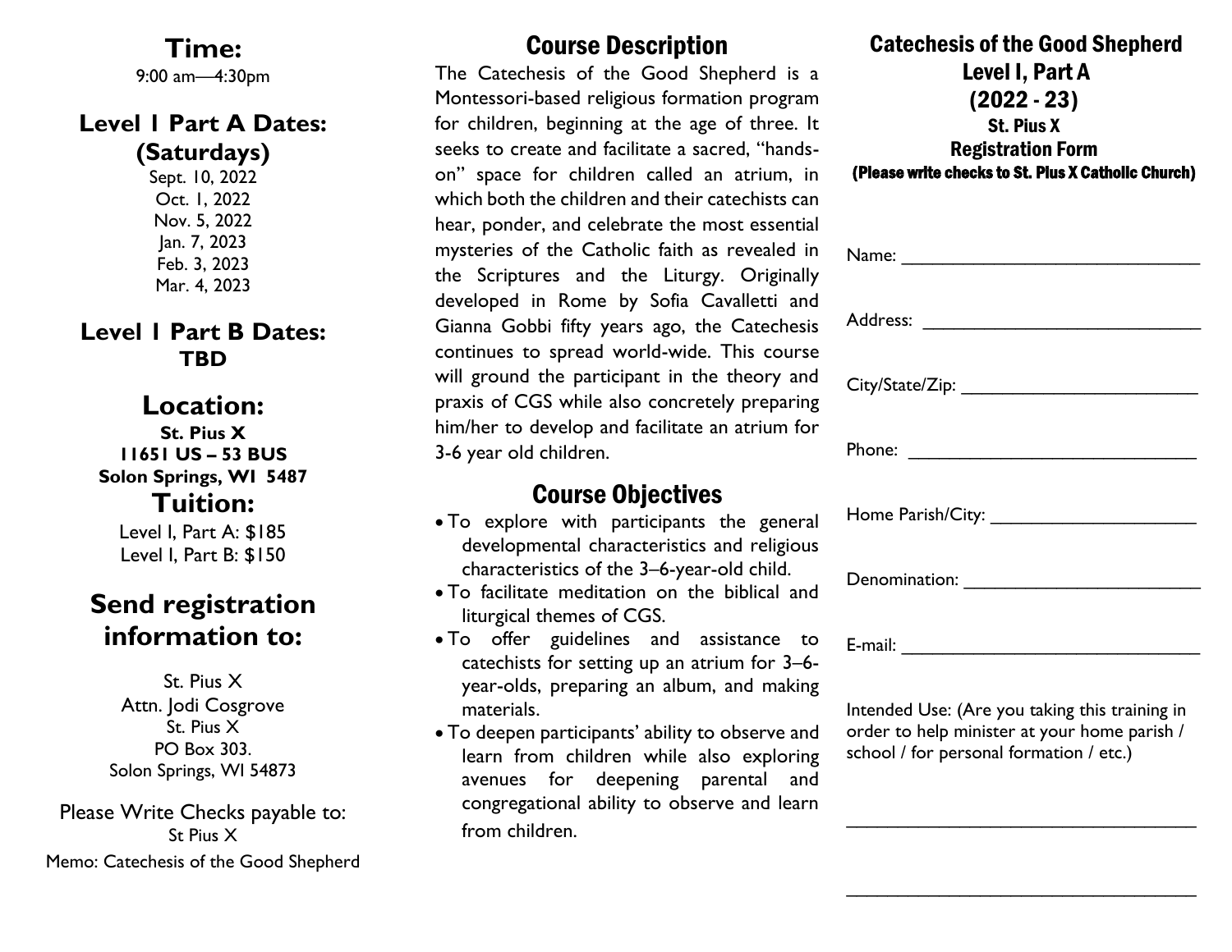## Time:

9:00 am—4:30pm

## Level I Part A Dates: (Saturdays)

Sept. 10, 2022
Oct. 1, 2022
Nov. 5, 2022
Jan. 7, 2023
Feb. 3, 2023
Mar. 4, 2023

## Level I Part B Dates:

**TBD**

## Location:

**St. Pius X**
**11651 US – 53 BUS**
**Solon Springs, WI 5487**

## Tuition:

Level I, Part A: $185
Level I, Part B: $150

## Send registration information to:

St. Pius X
Attn. Jodi Cosgrove
St. Pius X
PO Box 303.
Solon Springs, WI 54873

Please Write Checks payable to:
St Pius X
Memo: Catechesis of the Good Shepherd

## Course Description

The Catechesis of the Good Shepherd is a Montessori-based religious formation program for children, beginning at the age of three. It seeks to create and facilitate a sacred, "hands-on" space for children called an atrium, in which both the children and their catechists can hear, ponder, and celebrate the most essential mysteries of the Catholic faith as revealed in the Scriptures and the Liturgy. Originally developed in Rome by Sofia Cavalletti and Gianna Gobbi fifty years ago, the Catechesis continues to spread world-wide. This course will ground the participant in the theory and praxis of CGS while also concretely preparing him/her to develop and facilitate an atrium for 3-6 year old children.

## Course Objectives

- To explore with participants the general developmental characteristics and religious characteristics of the 3–6-year-old child.
- To facilitate meditation on the biblical and liturgical themes of CGS.
- To offer guidelines and assistance to catechists for setting up an atrium for 3–6-year-olds, preparing an album, and making materials.
- To deepen participants' ability to observe and learn from children while also exploring avenues for deepening parental and congregational ability to observe and learn from children.

## Catechesis of the Good Shepherd Level I, Part A (2022 - 23)

### St. Pius X Registration Form

**(Please write checks to St. Pius X Catholic Church)**

Name: ______________________________

Address: ____________________________

City/State/Zip: ________________________

Phone: _____________________________

Home Parish/City: _____________________

Denomination: ________________________

E-mail: ______________________________

Intended Use: (Are you taking this training in order to help minister at your home parish / school / for personal formation / etc.)

___________________________________

___________________________________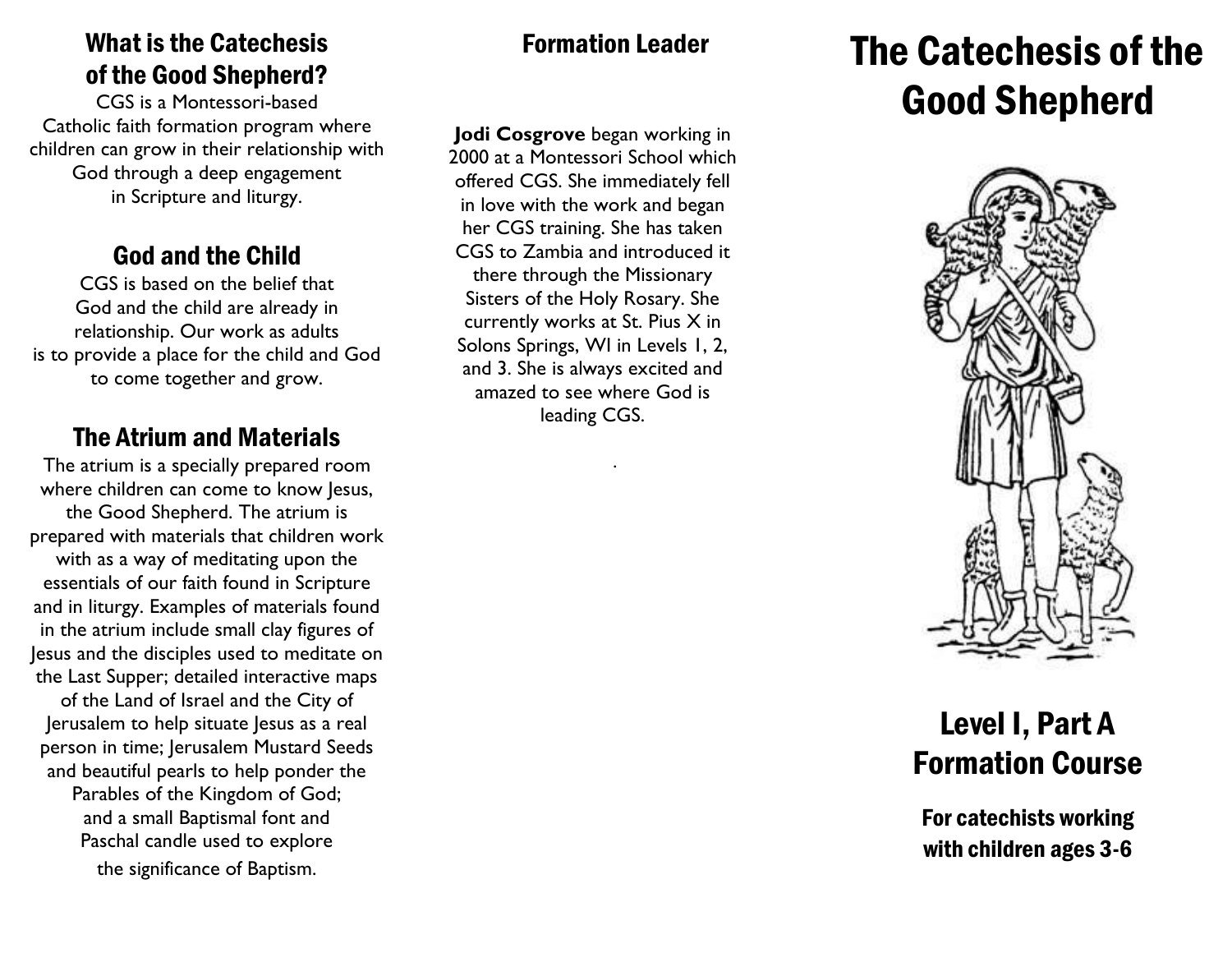## What is the Catechesis of the Good Shepherd?

CGS is a Montessori-based Catholic faith formation program where children can grow in their relationship with God through a deep engagement in Scripture and liturgy.

## God and the Child

CGS is based on the belief that God and the child are already in relationship. Our work as adults is to provide a place for the child and God to come together and grow.

## The Atrium and Materials

The atrium is a specially prepared room where children can come to know Jesus, the Good Shepherd. The atrium is prepared with materials that children work with as a way of meditating upon the essentials of our faith found in Scripture and in liturgy. Examples of materials found in the atrium include small clay figures of Jesus and the disciples used to meditate on the Last Supper; detailed interactive maps of the Land of Israel and the City of Jerusalem to help situate Jesus as a real person in time; Jerusalem Mustard Seeds and beautiful pearls to help ponder the Parables of the Kingdom of God; and a small Baptismal font and Paschal candle used to explore the significance of Baptism.

## Formation Leader

**Jodi Cosgrove** began working in 2000 at a Montessori School which offered CGS. She immediately fell in love with the work and began her CGS training. She has taken CGS to Zambia and introduced it there through the Missionary Sisters of the Holy Rosary. She currently works at St. Pius X in Solons Springs, WI in Levels 1, 2, and 3. She is always excited and amazed to see where God is leading CGS.

# The Catechesis of the Good Shepherd

## Level I, Part A Formation Course

### For catechists working with children ages 3-6